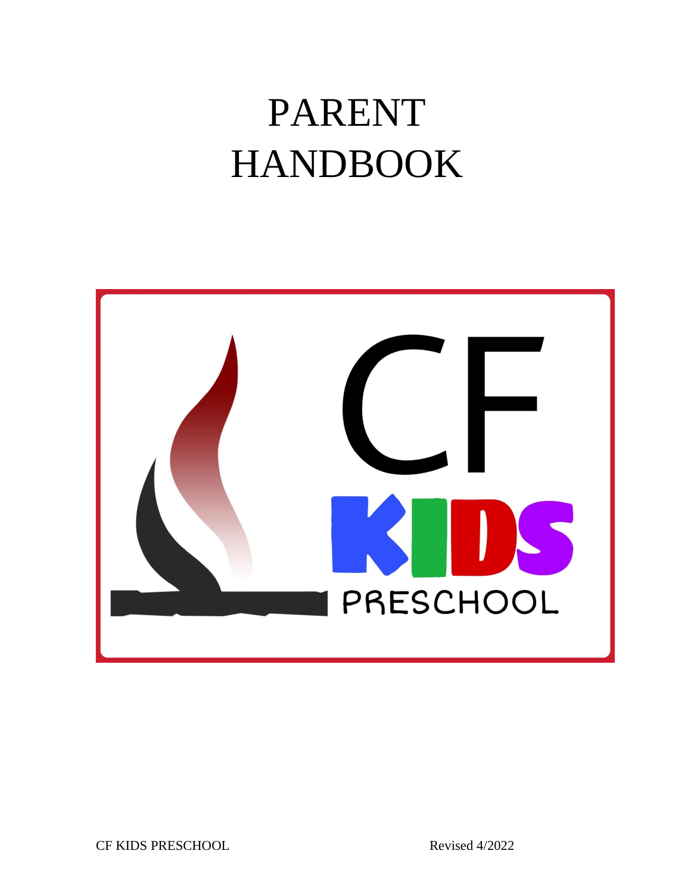# PARENT HANDBOOK

CF KIDS PRESCHOOL

CF KIDS PRESCHOOL Revised 4/2022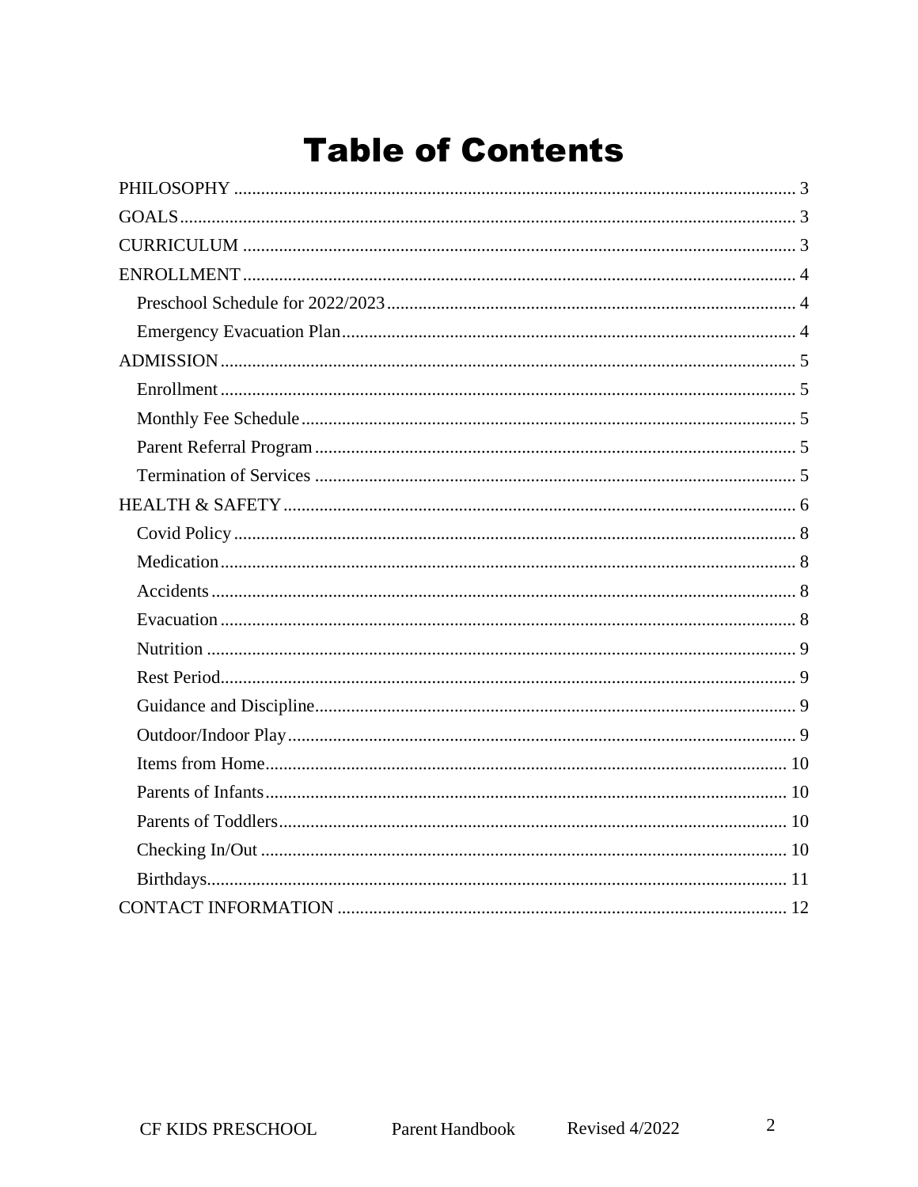# Table of Contents

- PHILOSOPHY ........ 3
- GOALS ........ 3
- CURRICULUM ........ 3
- ENROLLMENT ........ 4
  - Preschool Schedule for 2022/2023 ........ 4
  - Emergency Evacuation Plan ........ 4
- ADMISSION ........ 5
  - Enrollment ........ 5
  - Monthly Fee Schedule ........ 5
  - Parent Referral Program ........ 5
  - Termination of Services ........ 5
- HEALTH & SAFETY ........ 6
  - Covid Policy ........ 8
  - Medication ........ 8
  - Accidents ........ 8
  - Evacuation ........ 8
  - Nutrition ........ 9
  - Rest Period ........ 9
  - Guidance and Discipline ........ 9
  - Outdoor/Indoor Play ........ 9
  - Items from Home ........ 10
  - Parents of Infants ........ 10
  - Parents of Toddlers ........ 10
  - Checking In/Out ........ 10
  - Birthdays ........ 11
- CONTACT INFORMATION ........ 12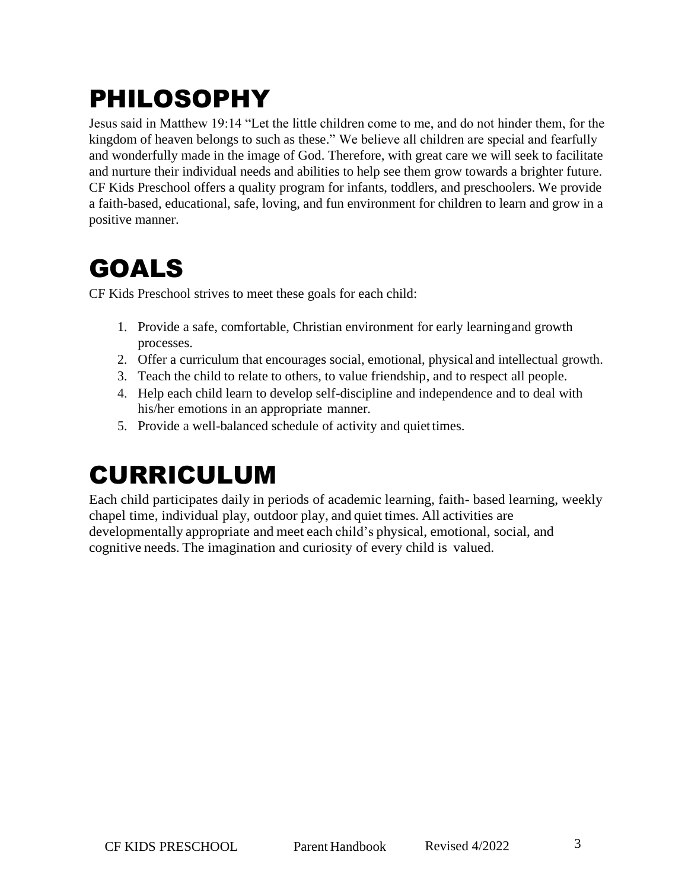# PHILOSOPHY

Jesus said in Matthew 19:14 "Let the little children come to me, and do not hinder them, for the kingdom of heaven belongs to such as these." We believe all children are special and fearfully and wonderfully made in the image of God. Therefore, with great care we will seek to facilitate and nurture their individual needs and abilities to help see them grow towards a brighter future. CF Kids Preschool offers a quality program for infants, toddlers, and preschoolers. We provide a faith-based, educational, safe, loving, and fun environment for children to learn and grow in a positive manner.

# GOALS

CF Kids Preschool strives to meet these goals for each child:

1. Provide a safe, comfortable, Christian environment for early learning and growth processes.
2. Offer a curriculum that encourages social, emotional, physical and intellectual growth.
3. Teach the child to relate to others, to value friendship, and to respect all people.
4. Help each child learn to develop self-discipline and independence and to deal with his/her emotions in an appropriate manner.
5. Provide a well-balanced schedule of activity and quiet times.

# CURRICULUM

Each child participates daily in periods of academic learning, faith- based learning, weekly chapel time, individual play, outdoor play, and quiet times. All activities are developmentally appropriate and meet each child's physical, emotional, social, and cognitive needs. The imagination and curiosity of every child is valued.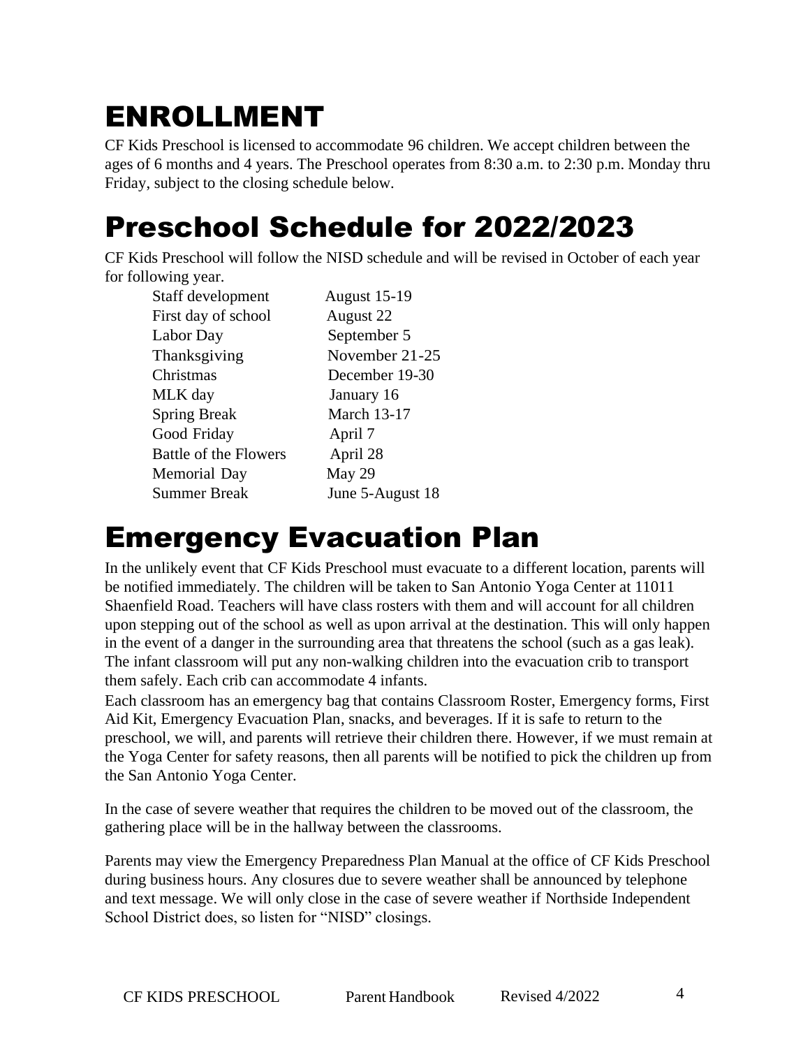# ENROLLMENT

CF Kids Preschool is licensed to accommodate 96 children. We accept children between the ages of 6 months and 4 years. The Preschool operates from 8:30 a.m. to 2:30 p.m. Monday thru Friday, subject to the closing schedule below.

# Preschool Schedule for 2022/2023

CF Kids Preschool will follow the NISD schedule and will be revised in October of each year for following year.

| | |
|---|---|
| Staff development | August 15-19 |
| First day of school | August 22 |
| Labor Day | September 5 |
| Thanksgiving | November 21-25 |
| Christmas | December 19-30 |
| MLK day | January 16 |
| Spring Break | March 13-17 |
| Good Friday | April 7 |
| Battle of the Flowers | April 28 |
| Memorial Day | May 29 |
| Summer Break | June 5-August 18 |

# Emergency Evacuation Plan

In the unlikely event that CF Kids Preschool must evacuate to a different location, parents will be notified immediately. The children will be taken to San Antonio Yoga Center at 11011 Shaenfield Road. Teachers will have class rosters with them and will account for all children upon stepping out of the school as well as upon arrival at the destination. This will only happen in the event of a danger in the surrounding area that threatens the school (such as a gas leak). The infant classroom will put any non-walking children into the evacuation crib to transport them safely. Each crib can accommodate 4 infants.

Each classroom has an emergency bag that contains Classroom Roster, Emergency forms, First Aid Kit, Emergency Evacuation Plan, snacks, and beverages. If it is safe to return to the preschool, we will, and parents will retrieve their children there. However, if we must remain at the Yoga Center for safety reasons, then all parents will be notified to pick the children up from the San Antonio Yoga Center.

In the case of severe weather that requires the children to be moved out of the classroom, the gathering place will be in the hallway between the classrooms.

Parents may view the Emergency Preparedness Plan Manual at the office of CF Kids Preschool during business hours. Any closures due to severe weather shall be announced by telephone and text message. We will only close in the case of severe weather if Northside Independent School District does, so listen for "NISD" closings.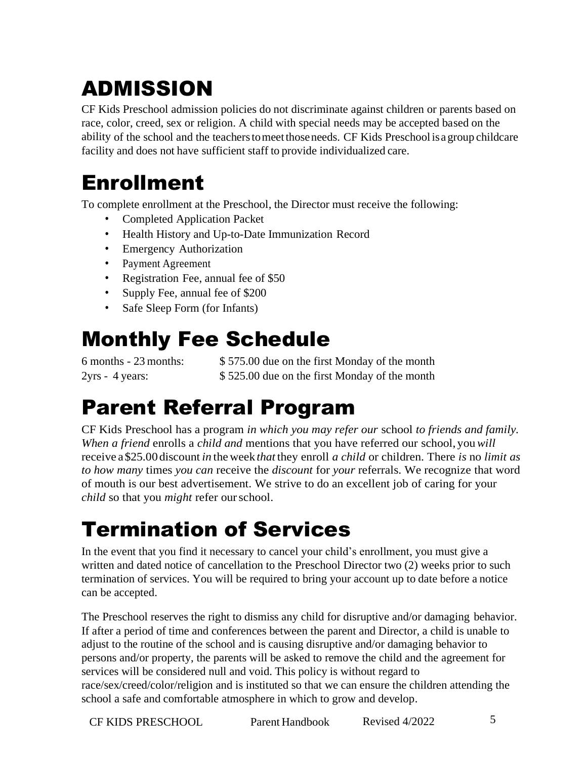# ADMISSION

CF Kids Preschool admission policies do not discriminate against children or parents based on race, color, creed, sex or religion. A child with special needs may be accepted based on the ability of the school and the teachers to meet those needs. CF Kids Preschool is a group childcare facility and does not have sufficient staff to provide individualized care.

# Enrollment

To complete enrollment at the Preschool, the Director must receive the following:

- Completed Application Packet
- Health History and Up-to-Date Immunization Record
- Emergency Authorization
- Payment Agreement
- Registration Fee, annual fee of $50
- Supply Fee, annual fee of $200
- Safe Sleep Form (for Infants)

# Monthly Fee Schedule

| | |
|---|---|
| 6 months - 23 months: | $ 575.00 due on the first Monday of the month |
| 2yrs - 4 years: | $ 525.00 due on the first Monday of the month |

# Parent Referral Program

CF Kids Preschool has a program *in which you may refer our* school *to friends and family. When a friend* enrolls a *child and* mentions that you have referred our school, you *will* receive a $25.00 discount *in* the week *that* they enroll *a child* or children. There *is* no *limit as to how many* times *you can* receive the *discount* for *your* referrals. We recognize that word of mouth is our best advertisement. We strive to do an excellent job of caring for your *child* so that you *might* refer our school.

# Termination of Services

In the event that you find it necessary to cancel your child's enrollment, you must give a written and dated notice of cancellation to the Preschool Director two (2) weeks prior to such termination of services. You will be required to bring your account up to date before a notice can be accepted.

The Preschool reserves the right to dismiss any child for disruptive and/or damaging behavior. If after a period of time and conferences between the parent and Director, a child is unable to adjust to the routine of the school and is causing disruptive and/or damaging behavior to persons and/or property, the parents will be asked to remove the child and the agreement for services will be considered null and void. This policy is without regard to race/sex/creed/color/religion and is instituted so that we can ensure the children attending the school a safe and comfortable atmosphere in which to grow and develop.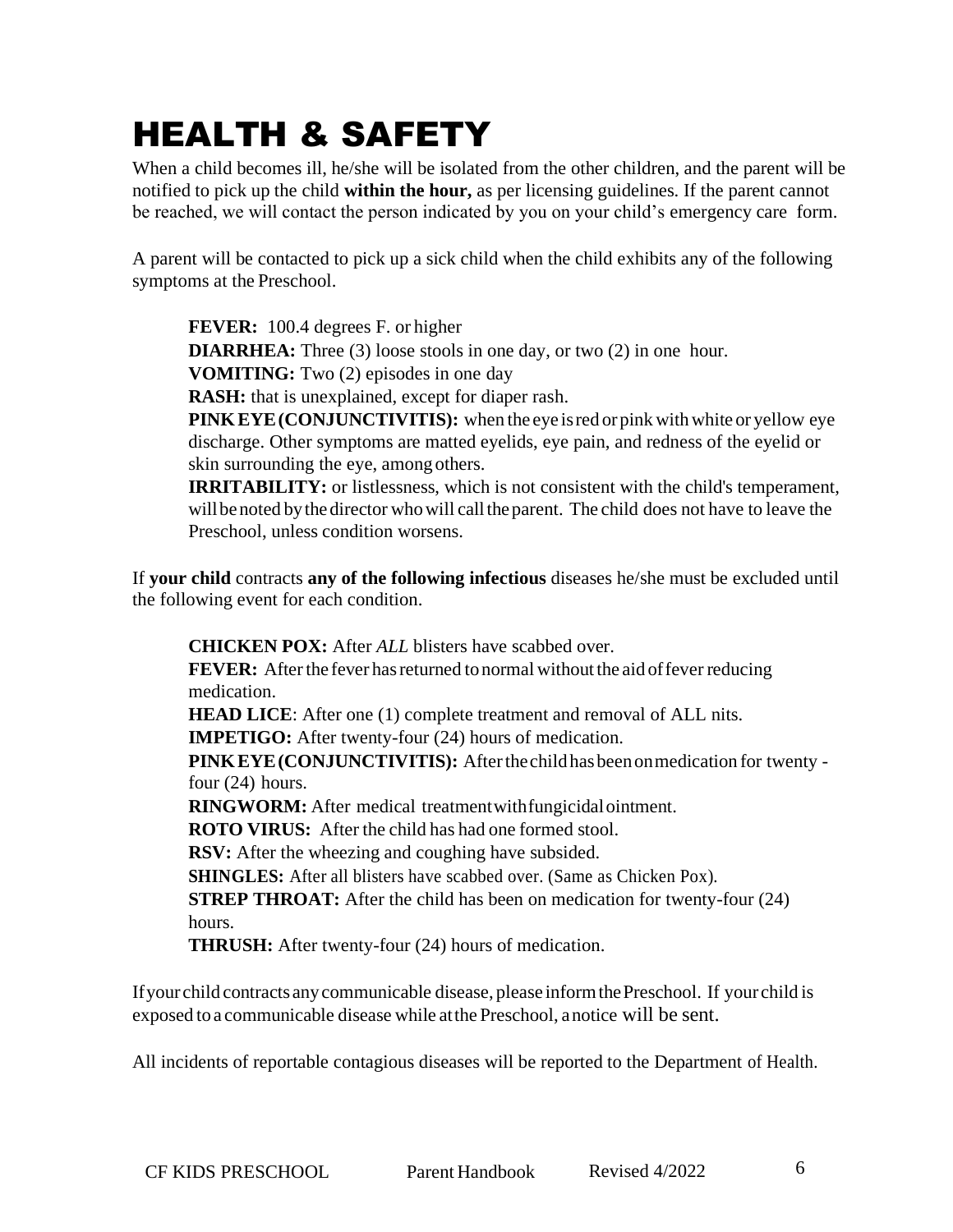# HEALTH & SAFETY

When a child becomes ill, he/she will be isolated from the other children, and the parent will be notified to pick up the child **within the hour,** as per licensing guidelines. If the parent cannot be reached, we will contact the person indicated by you on your child's emergency care form.

A parent will be contacted to pick up a sick child when the child exhibits any of the following symptoms at the Preschool.

**FEVER:** 100.4 degrees F. or higher
**DIARRHEA:** Three (3) loose stools in one day, or two (2) in one hour.
**VOMITING:** Two (2) episodes in one day
**RASH:** that is unexplained, except for diaper rash.
**PINK EYE (CONJUNCTIVITIS):** when the eye is red or pink with white or yellow eye discharge. Other symptoms are matted eyelids, eye pain, and redness of the eyelid or skin surrounding the eye, among others.
**IRRITABILITY:** or listlessness, which is not consistent with the child's temperament, will be noted by the director who will call the parent. The child does not have to leave the Preschool, unless condition worsens.

If **your child** contracts **any of the following infectious** diseases he/she must be excluded until the following event for each condition.

**CHICKEN POX:** After *ALL* blisters have scabbed over.
**FEVER:** After the fever has returned to normal without the aid of fever reducing medication.
**HEAD LICE**: After one (1) complete treatment and removal of ALL nits.
**IMPETIGO:** After twenty-four (24) hours of medication.
**PINK EYE (CONJUNCTIVITIS):** After the child has been on medication for twenty - four (24) hours.
**RINGWORM:** After medical treatment with fungicidal ointment.
**ROTO VIRUS:** After the child has had one formed stool.
**RSV:** After the wheezing and coughing have subsided.
**SHINGLES:** After all blisters have scabbed over. (Same as Chicken Pox).
**STREP THROAT:** After the child has been on medication for twenty-four (24) hours.
**THRUSH:** After twenty-four (24) hours of medication.

If your child contracts any communicable disease, please inform the Preschool. If your child is exposed to a communicable disease while at the Preschool, a notice will be sent.

All incidents of reportable contagious diseases will be reported to the Department of Health.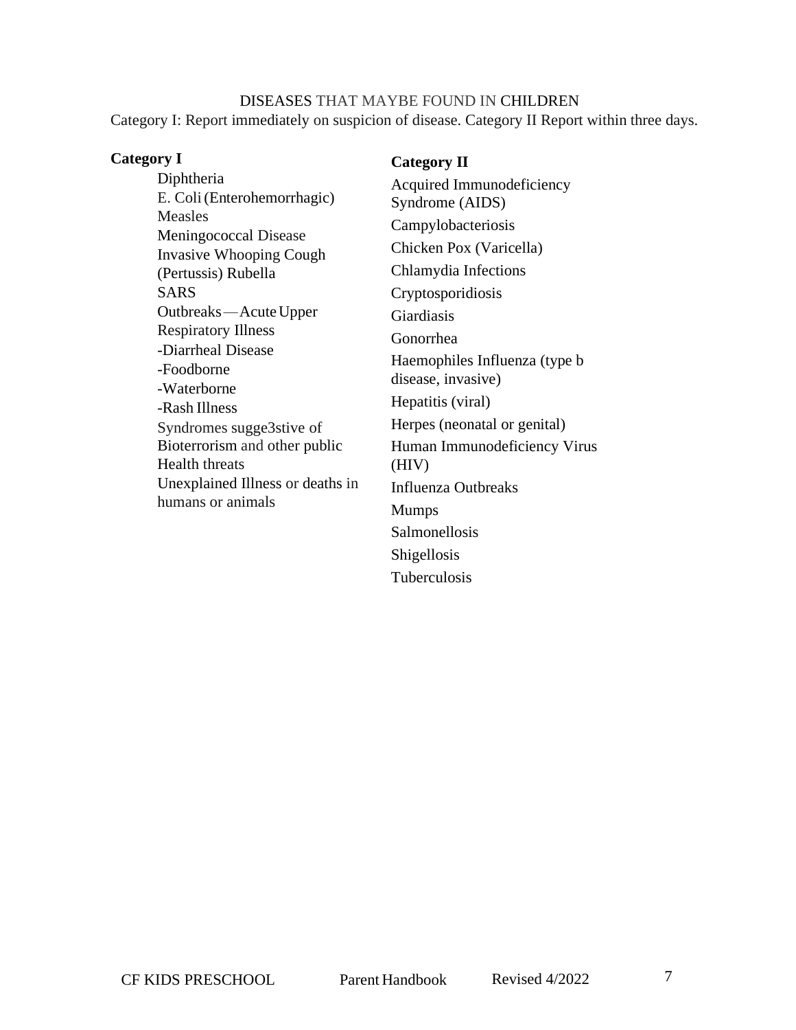DISEASES THAT MAYBE FOUND IN CHILDREN

Category I: Report immediately on suspicion of disease. Category II Report within three days.

**Category I**

Diphtheria
E. Coli (Enterohemorrhagic)
Measles
Meningococcal Disease
Invasive Whooping Cough
(Pertussis) Rubella
SARS
Outbreaks — Acute Upper Respiratory Illness
-Diarrheal Disease
-Foodborne
-Waterborne
-Rash Illness
Syndromes sugge3stive of Bioterrorism and other public Health threats
Unexplained Illness or deaths in humans or animals

**Category II**

Acquired Immunodeficiency Syndrome (AIDS)
Campylobacteriosis
Chicken Pox (Varicella)
Chlamydia Infections
Cryptosporidiosis
Giardiasis
Gonorrhea
Haemophiles Influenza (type b disease, invasive)
Hepatitis (viral)
Herpes (neonatal or genital)
Human Immunodeficiency Virus (HIV)
Influenza Outbreaks
Mumps
Salmonellosis
Shigellosis
Tuberculosis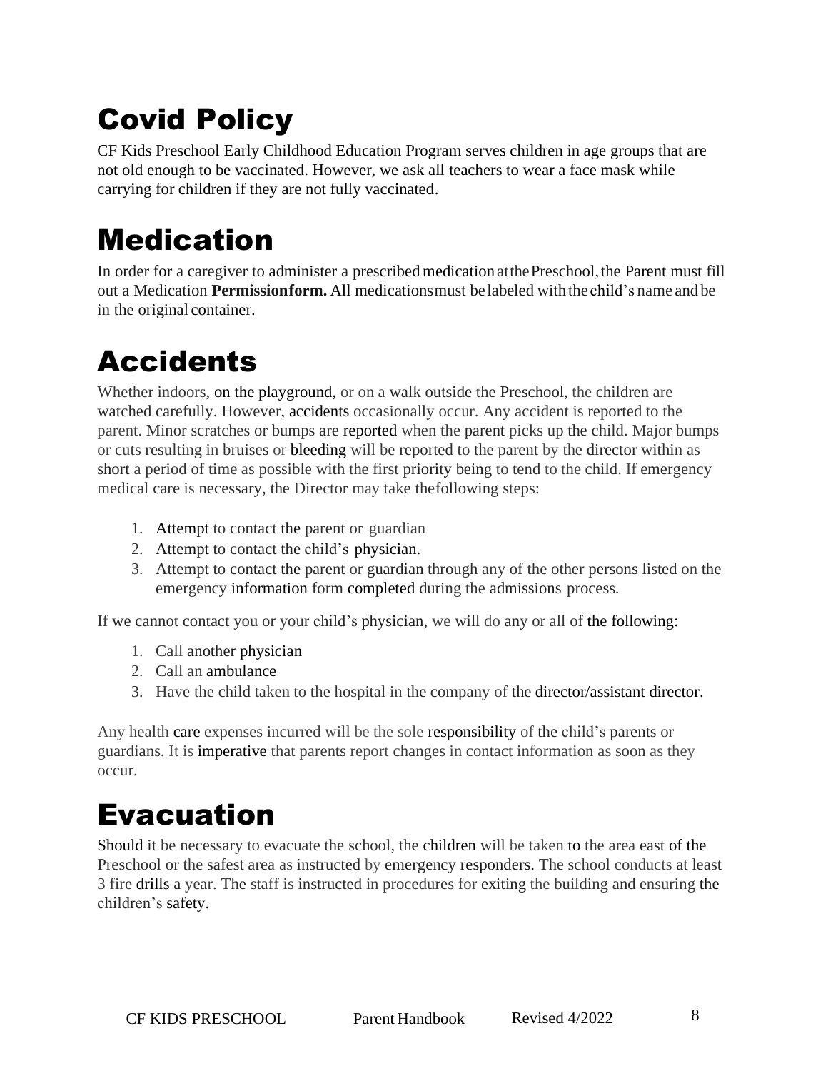# Covid Policy

CF Kids Preschool Early Childhood Education Program serves children in age groups that are not old enough to be vaccinated. However, we ask all teachers to wear a face mask while carrying for children if they are not fully vaccinated.

# Medication

In order for a caregiver to administer a prescribed medication at the Preschool, the Parent must fill out a Medication **Permissionform.** All medications must be labeled with the child's name and be in the original container.

# Accidents

Whether indoors, on the playground, or on a walk outside the Preschool, the children are watched carefully. However, accidents occasionally occur. Any accident is reported to the parent. Minor scratches or bumps are reported when the parent picks up the child. Major bumps or cuts resulting in bruises or bleeding will be reported to the parent by the director within as short a period of time as possible with the first priority being to tend to the child. If emergency medical care is necessary, the Director may take thefollowing steps:

1. Attempt to contact the parent or guardian
2. Attempt to contact the child's physician.
3. Attempt to contact the parent or guardian through any of the other persons listed on the emergency information form completed during the admissions process.

If we cannot contact you or your child's physician, we will do any or all of the following:

1. Call another physician
2. Call an ambulance
3. Have the child taken to the hospital in the company of the director/assistant director.

Any health care expenses incurred will be the sole responsibility of the child's parents or guardians. It is imperative that parents report changes in contact information as soon as they occur.

# Evacuation

Should it be necessary to evacuate the school, the children will be taken to the area east of the Preschool or the safest area as instructed by emergency responders. The school conducts at least 3 fire drills a year. The staff is instructed in procedures for exiting the building and ensuring the children's safety.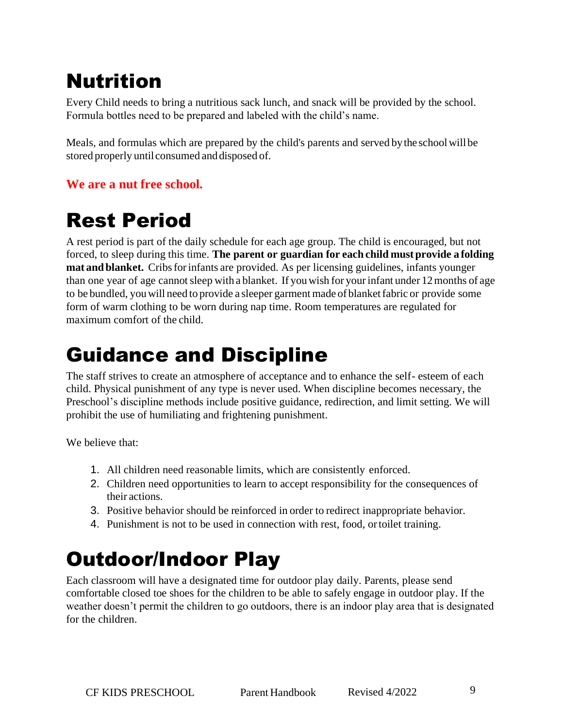# Nutrition

Every Child needs to bring a nutritious sack lunch, and snack will be provided by the school. Formula bottles need to be prepared and labeled with the child's name.

Meals, and formulas which are prepared by the child's parents and served by the school will be stored properly until consumed and disposed of.

**We are a nut free school.**

# Rest Period

A rest period is part of the daily schedule for each age group. The child is encouraged, but not forced, to sleep during this time. **The parent or guardian for each child must provide a folding mat and blanket.** Cribs for infants are provided. As per licensing guidelines, infants younger than one year of age cannot sleep with a blanket. If you wish for your infant under 12 months of age to be bundled, you will need to provide a sleeper garment made of blanket fabric or provide some form of warm clothing to be worn during nap time. Room temperatures are regulated for maximum comfort of the child.

# Guidance and Discipline

The staff strives to create an atmosphere of acceptance and to enhance the self- esteem of each child. Physical punishment of any type is never used. When discipline becomes necessary, the Preschool's discipline methods include positive guidance, redirection, and limit setting. We will prohibit the use of humiliating and frightening punishment.

We believe that:

1. All children need reasonable limits, which are consistently enforced.
2. Children need opportunities to learn to accept responsibility for the consequences of their actions.
3. Positive behavior should be reinforced in order to redirect inappropriate behavior.
4. Punishment is not to be used in connection with rest, food, or toilet training.

# Outdoor/Indoor Play

Each classroom will have a designated time for outdoor play daily. Parents, please send comfortable closed toe shoes for the children to be able to safely engage in outdoor play. If the weather doesn't permit the children to go outdoors, there is an indoor play area that is designated for the children.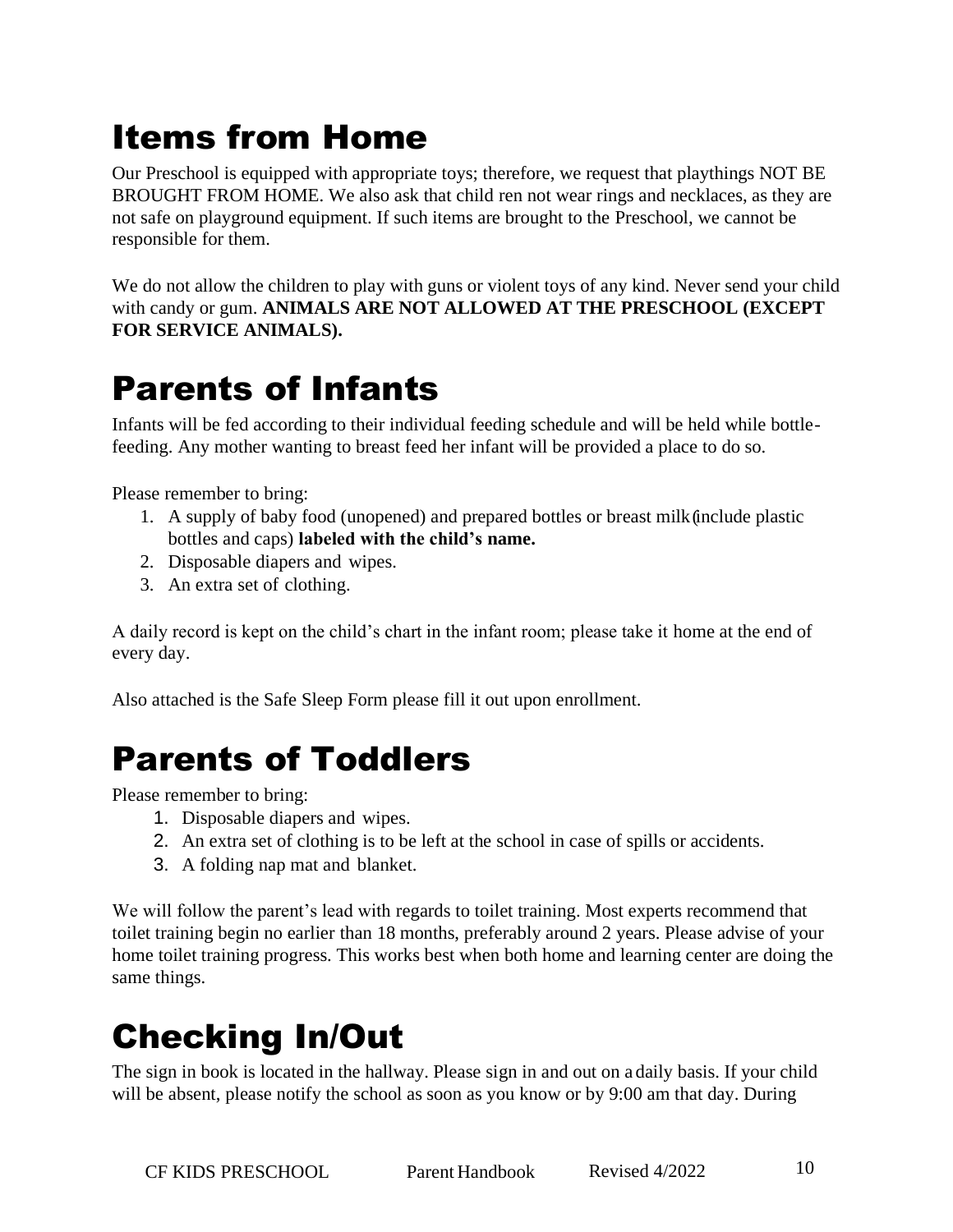# Items from Home

Our Preschool is equipped with appropriate toys; therefore, we request that playthings NOT BE BROUGHT FROM HOME. We also ask that child ren not wear rings and necklaces, as they are not safe on playground equipment. If such items are brought to the Preschool, we cannot be responsible for them.

We do not allow the children to play with guns or violent toys of any kind. Never send your child with candy or gum. **ANIMALS ARE NOT ALLOWED AT THE PRESCHOOL (EXCEPT FOR SERVICE ANIMALS).**

# Parents of Infants

Infants will be fed according to their individual feeding schedule and will be held while bottle-feeding. Any mother wanting to breast feed her infant will be provided a place to do so.

Please remember to bring:

1. A supply of baby food (unopened) and prepared bottles or breast milk (include plastic bottles and caps) **labeled with the child's name.**
2. Disposable diapers and wipes.
3. An extra set of clothing.

A daily record is kept on the child's chart in the infant room; please take it home at the end of every day.

Also attached is the Safe Sleep Form please fill it out upon enrollment.

# Parents of Toddlers

Please remember to bring:

1. Disposable diapers and wipes.
2. An extra set of clothing is to be left at the school in case of spills or accidents.
3. A folding nap mat and blanket.

We will follow the parent's lead with regards to toilet training. Most experts recommend that toilet training begin no earlier than 18 months, preferably around 2 years. Please advise of your home toilet training progress. This works best when both home and learning center are doing the same things.

# Checking In/Out

The sign in book is located in the hallway. Please sign in and out on a daily basis. If your child will be absent, please notify the school as soon as you know or by 9:00 am that day. During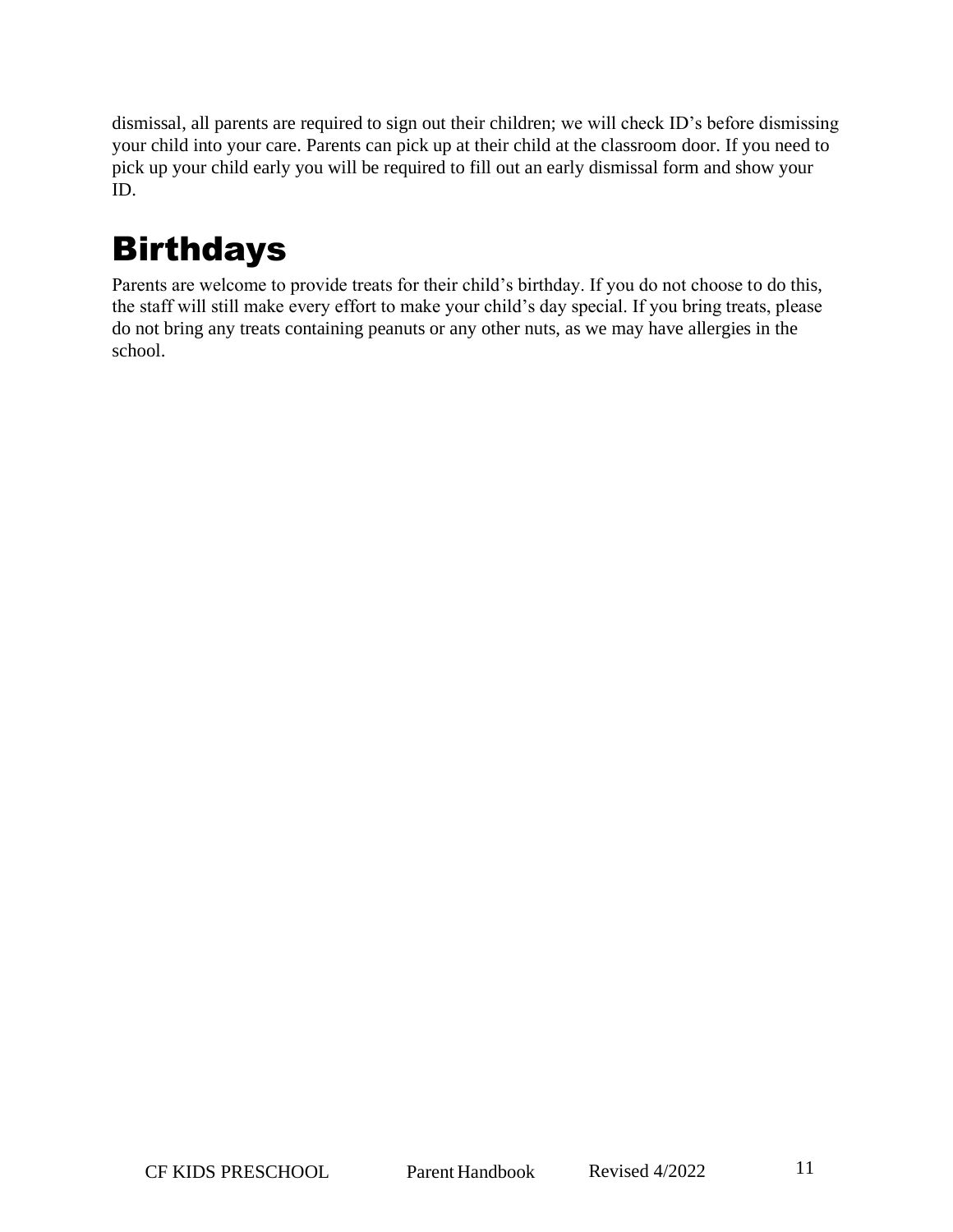dismissal, all parents are required to sign out their children; we will check ID's before dismissing your child into your care. Parents can pick up at their child at the classroom door. If you need to pick up your child early you will be required to fill out an early dismissal form and show your ID.

# Birthdays

Parents are welcome to provide treats for their child's birthday. If you do not choose to do this, the staff will still make every effort to make your child's day special. If you bring treats, please do not bring any treats containing peanuts or any other nuts, as we may have allergies in the school.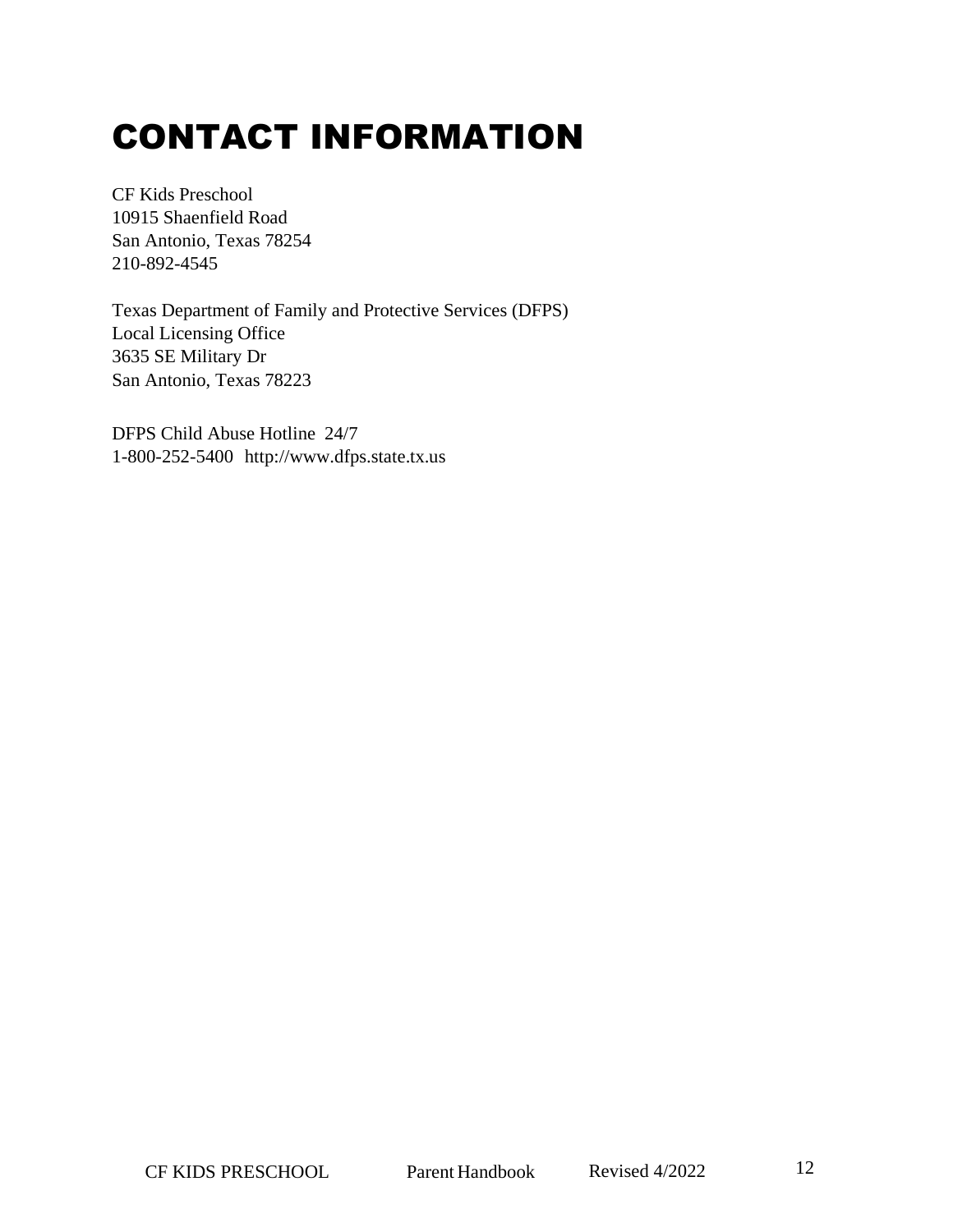# CONTACT INFORMATION

CF Kids Preschool
10915 Shaenfield Road
San Antonio, Texas 78254
210-892-4545

Texas Department of Family and Protective Services (DFPS)
Local Licensing Office
3635 SE Military Dr
San Antonio, Texas 78223

DFPS Child Abuse Hotline 24/7
1-800-252-5400 http://www.dfps.state.tx.us